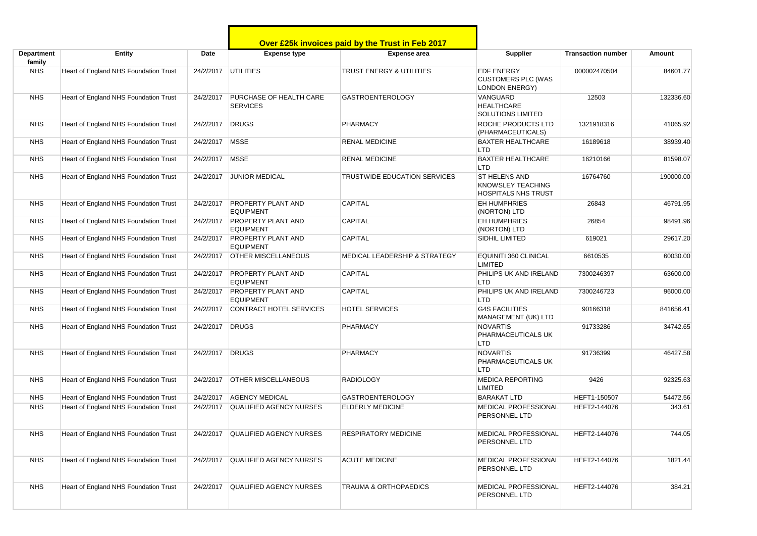## Over £25k invoices paid by the Trust in Feb 2017

| Department family | Entity | Date | Expense type | Expense area | Supplier | Transaction number | Amount |
|---|---|---|---|---|---|---|---|
| NHS | Heart of England NHS Foundation Trust | 24/2/2017 | UTILITIES | TRUST ENERGY & UTILITIES | EDF ENERGY CUSTOMERS PLC (WAS LONDON ENERGY) | 000002470504 | 84601.77 |
| NHS | Heart of England NHS Foundation Trust | 24/2/2017 | PURCHASE OF HEALTH CARE SERVICES | GASTROENTEROLOGY | VANGUARD HEALTHCARE SOLUTIONS LIMITED | 12503 | 132336.60 |
| NHS | Heart of England NHS Foundation Trust | 24/2/2017 | DRUGS | PHARMACY | ROCHE PRODUCTS LTD (PHARMACEUTICALS) | 1321918316 | 41065.92 |
| NHS | Heart of England NHS Foundation Trust | 24/2/2017 | MSSE | RENAL MEDICINE | BAXTER HEALTHCARE LTD | 16189618 | 38939.40 |
| NHS | Heart of England NHS Foundation Trust | 24/2/2017 | MSSE | RENAL MEDICINE | BAXTER HEALTHCARE LTD | 16210166 | 81598.07 |
| NHS | Heart of England NHS Foundation Trust | 24/2/2017 | JUNIOR MEDICAL | TRUSTWIDE EDUCATION SERVICES | ST HELENS AND KNOWSLEY TEACHING HOSPITALS NHS TRUST | 16764760 | 190000.00 |
| NHS | Heart of England NHS Foundation Trust | 24/2/2017 | PROPERTY PLANT AND EQUIPMENT | CAPITAL | EH HUMPHRIES (NORTON) LTD | 26843 | 46791.95 |
| NHS | Heart of England NHS Foundation Trust | 24/2/2017 | PROPERTY PLANT AND EQUIPMENT | CAPITAL | EH HUMPHRIES (NORTON) LTD | 26854 | 98491.96 |
| NHS | Heart of England NHS Foundation Trust | 24/2/2017 | PROPERTY PLANT AND EQUIPMENT | CAPITAL | SIDHIL LIMITED | 619021 | 29617.20 |
| NHS | Heart of England NHS Foundation Trust | 24/2/2017 | OTHER MISCELLANEOUS | MEDICAL LEADERSHIP & STRATEGY | EQUINITI 360 CLINICAL LIMITED | 6610535 | 60030.00 |
| NHS | Heart of England NHS Foundation Trust | 24/2/2017 | PROPERTY PLANT AND EQUIPMENT | CAPITAL | PHILIPS UK AND IRELAND LTD | 7300246397 | 63600.00 |
| NHS | Heart of England NHS Foundation Trust | 24/2/2017 | PROPERTY PLANT AND EQUIPMENT | CAPITAL | PHILIPS UK AND IRELAND LTD | 7300246723 | 96000.00 |
| NHS | Heart of England NHS Foundation Trust | 24/2/2017 | CONTRACT HOTEL SERVICES | HOTEL SERVICES | G4S FACILITIES MANAGEMENT (UK) LTD | 90166318 | 841656.41 |
| NHS | Heart of England NHS Foundation Trust | 24/2/2017 | DRUGS | PHARMACY | NOVARTIS PHARMACEUTICALS UK LTD | 91733286 | 34742.65 |
| NHS | Heart of England NHS Foundation Trust | 24/2/2017 | DRUGS | PHARMACY | NOVARTIS PHARMACEUTICALS UK LTD | 91736399 | 46427.58 |
| NHS | Heart of England NHS Foundation Trust | 24/2/2017 | OTHER MISCELLANEOUS | RADIOLOGY | MEDICA REPORTING LIMITED | 9426 | 92325.63 |
| NHS | Heart of England NHS Foundation Trust | 24/2/2017 | AGENCY MEDICAL | GASTROENTEROLOGY | BARAKAT LTD | HEFT1-150507 | 54472.56 |
| NHS | Heart of England NHS Foundation Trust | 24/2/2017 | QUALIFIED AGENCY NURSES | ELDERLY MEDICINE | MEDICAL PROFESSIONAL PERSONNEL LTD | HEFT2-144076 | 343.61 |
| NHS | Heart of England NHS Foundation Trust | 24/2/2017 | QUALIFIED AGENCY NURSES | RESPIRATORY MEDICINE | MEDICAL PROFESSIONAL PERSONNEL LTD | HEFT2-144076 | 744.05 |
| NHS | Heart of England NHS Foundation Trust | 24/2/2017 | QUALIFIED AGENCY NURSES | ACUTE MEDICINE | MEDICAL PROFESSIONAL PERSONNEL LTD | HEFT2-144076 | 1821.44 |
| NHS | Heart of England NHS Foundation Trust | 24/2/2017 | QUALIFIED AGENCY NURSES | TRAUMA & ORTHOPAEDICS | MEDICAL PROFESSIONAL PERSONNEL LTD | HEFT2-144076 | 384.21 |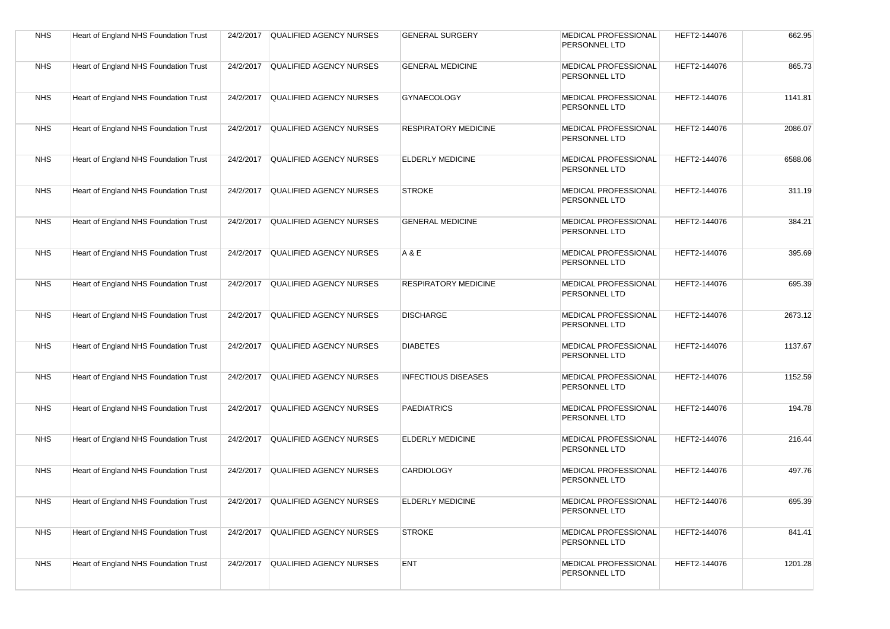| | | | | | | | |
|---|---|---|---|---|---|---|---|
| NHS | Heart of England NHS Foundation Trust | 24/2/2017 | QUALIFIED AGENCY NURSES | GENERAL SURGERY | MEDICAL PROFESSIONAL PERSONNEL LTD | HEFT2-144076 | 662.95 |
| NHS | Heart of England NHS Foundation Trust | 24/2/2017 | QUALIFIED AGENCY NURSES | GENERAL MEDICINE | MEDICAL PROFESSIONAL PERSONNEL LTD | HEFT2-144076 | 865.73 |
| NHS | Heart of England NHS Foundation Trust | 24/2/2017 | QUALIFIED AGENCY NURSES | GYNAECOLOGY | MEDICAL PROFESSIONAL PERSONNEL LTD | HEFT2-144076 | 1141.81 |
| NHS | Heart of England NHS Foundation Trust | 24/2/2017 | QUALIFIED AGENCY NURSES | RESPIRATORY MEDICINE | MEDICAL PROFESSIONAL PERSONNEL LTD | HEFT2-144076 | 2086.07 |
| NHS | Heart of England NHS Foundation Trust | 24/2/2017 | QUALIFIED AGENCY NURSES | ELDERLY MEDICINE | MEDICAL PROFESSIONAL PERSONNEL LTD | HEFT2-144076 | 6588.06 |
| NHS | Heart of England NHS Foundation Trust | 24/2/2017 | QUALIFIED AGENCY NURSES | STROKE | MEDICAL PROFESSIONAL PERSONNEL LTD | HEFT2-144076 | 311.19 |
| NHS | Heart of England NHS Foundation Trust | 24/2/2017 | QUALIFIED AGENCY NURSES | GENERAL MEDICINE | MEDICAL PROFESSIONAL PERSONNEL LTD | HEFT2-144076 | 384.21 |
| NHS | Heart of England NHS Foundation Trust | 24/2/2017 | QUALIFIED AGENCY NURSES | A & E | MEDICAL PROFESSIONAL PERSONNEL LTD | HEFT2-144076 | 395.69 |
| NHS | Heart of England NHS Foundation Trust | 24/2/2017 | QUALIFIED AGENCY NURSES | RESPIRATORY MEDICINE | MEDICAL PROFESSIONAL PERSONNEL LTD | HEFT2-144076 | 695.39 |
| NHS | Heart of England NHS Foundation Trust | 24/2/2017 | QUALIFIED AGENCY NURSES | DISCHARGE | MEDICAL PROFESSIONAL PERSONNEL LTD | HEFT2-144076 | 2673.12 |
| NHS | Heart of England NHS Foundation Trust | 24/2/2017 | QUALIFIED AGENCY NURSES | DIABETES | MEDICAL PROFESSIONAL PERSONNEL LTD | HEFT2-144076 | 1137.67 |
| NHS | Heart of England NHS Foundation Trust | 24/2/2017 | QUALIFIED AGENCY NURSES | INFECTIOUS DISEASES | MEDICAL PROFESSIONAL PERSONNEL LTD | HEFT2-144076 | 1152.59 |
| NHS | Heart of England NHS Foundation Trust | 24/2/2017 | QUALIFIED AGENCY NURSES | PAEDIATRICS | MEDICAL PROFESSIONAL PERSONNEL LTD | HEFT2-144076 | 194.78 |
| NHS | Heart of England NHS Foundation Trust | 24/2/2017 | QUALIFIED AGENCY NURSES | ELDERLY MEDICINE | MEDICAL PROFESSIONAL PERSONNEL LTD | HEFT2-144076 | 216.44 |
| NHS | Heart of England NHS Foundation Trust | 24/2/2017 | QUALIFIED AGENCY NURSES | CARDIOLOGY | MEDICAL PROFESSIONAL PERSONNEL LTD | HEFT2-144076 | 497.76 |
| NHS | Heart of England NHS Foundation Trust | 24/2/2017 | QUALIFIED AGENCY NURSES | ELDERLY MEDICINE | MEDICAL PROFESSIONAL PERSONNEL LTD | HEFT2-144076 | 695.39 |
| NHS | Heart of England NHS Foundation Trust | 24/2/2017 | QUALIFIED AGENCY NURSES | STROKE | MEDICAL PROFESSIONAL PERSONNEL LTD | HEFT2-144076 | 841.41 |
| NHS | Heart of England NHS Foundation Trust | 24/2/2017 | QUALIFIED AGENCY NURSES | ENT | MEDICAL PROFESSIONAL PERSONNEL LTD | HEFT2-144076 | 1201.28 |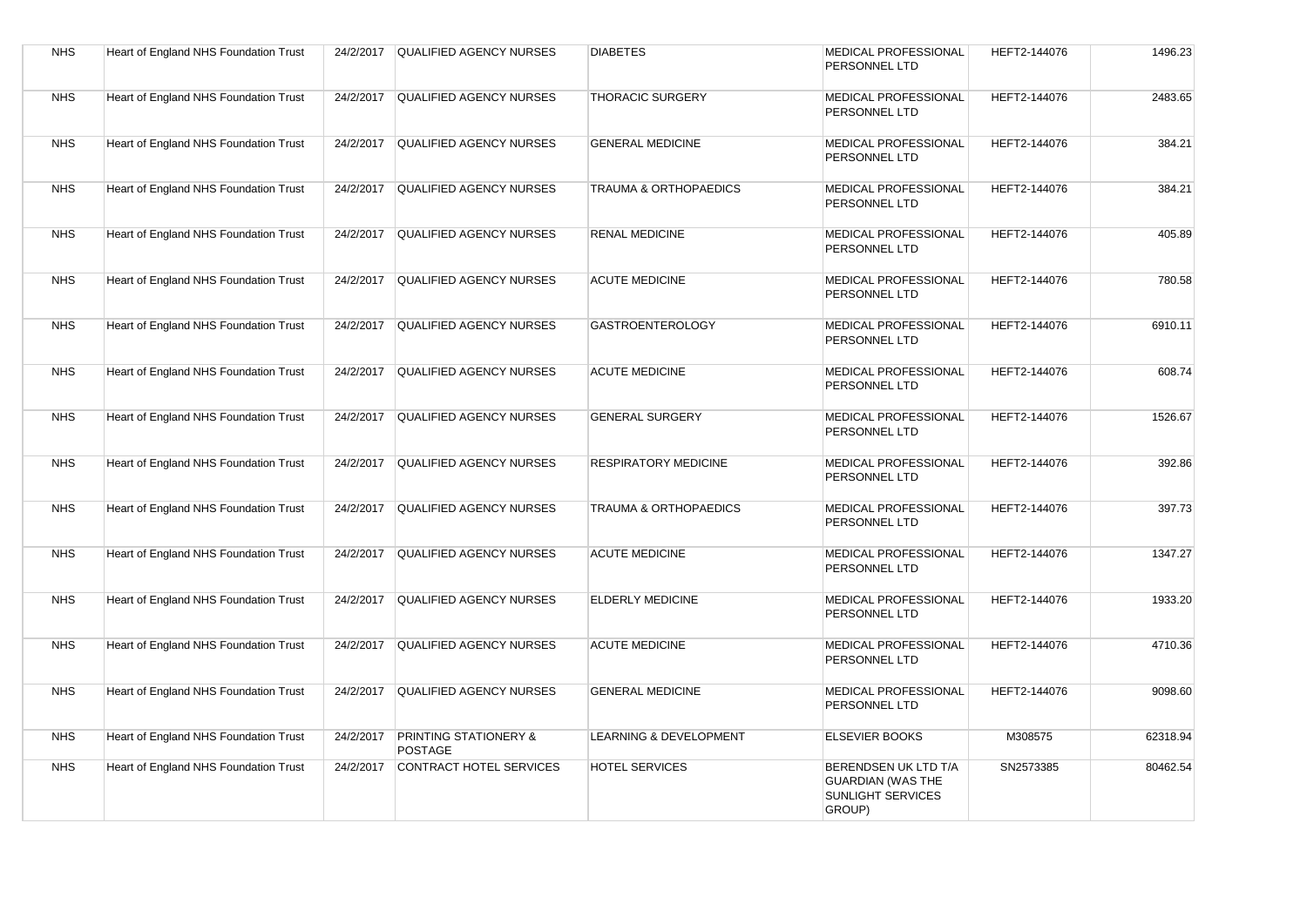| | | | | | | | |
|---|---|---|---|---|---|---|---|
| NHS | Heart of England NHS Foundation Trust | 24/2/2017 | QUALIFIED AGENCY NURSES | DIABETES | MEDICAL PROFESSIONAL PERSONNEL LTD | HEFT2-144076 | 1496.23 |
| NHS | Heart of England NHS Foundation Trust | 24/2/2017 | QUALIFIED AGENCY NURSES | THORACIC SURGERY | MEDICAL PROFESSIONAL PERSONNEL LTD | HEFT2-144076 | 2483.65 |
| NHS | Heart of England NHS Foundation Trust | 24/2/2017 | QUALIFIED AGENCY NURSES | GENERAL MEDICINE | MEDICAL PROFESSIONAL PERSONNEL LTD | HEFT2-144076 | 384.21 |
| NHS | Heart of England NHS Foundation Trust | 24/2/2017 | QUALIFIED AGENCY NURSES | TRAUMA & ORTHOPAEDICS | MEDICAL PROFESSIONAL PERSONNEL LTD | HEFT2-144076 | 384.21 |
| NHS | Heart of England NHS Foundation Trust | 24/2/2017 | QUALIFIED AGENCY NURSES | RENAL MEDICINE | MEDICAL PROFESSIONAL PERSONNEL LTD | HEFT2-144076 | 405.89 |
| NHS | Heart of England NHS Foundation Trust | 24/2/2017 | QUALIFIED AGENCY NURSES | ACUTE MEDICINE | MEDICAL PROFESSIONAL PERSONNEL LTD | HEFT2-144076 | 780.58 |
| NHS | Heart of England NHS Foundation Trust | 24/2/2017 | QUALIFIED AGENCY NURSES | GASTROENTEROLOGY | MEDICAL PROFESSIONAL PERSONNEL LTD | HEFT2-144076 | 6910.11 |
| NHS | Heart of England NHS Foundation Trust | 24/2/2017 | QUALIFIED AGENCY NURSES | ACUTE MEDICINE | MEDICAL PROFESSIONAL PERSONNEL LTD | HEFT2-144076 | 608.74 |
| NHS | Heart of England NHS Foundation Trust | 24/2/2017 | QUALIFIED AGENCY NURSES | GENERAL SURGERY | MEDICAL PROFESSIONAL PERSONNEL LTD | HEFT2-144076 | 1526.67 |
| NHS | Heart of England NHS Foundation Trust | 24/2/2017 | QUALIFIED AGENCY NURSES | RESPIRATORY MEDICINE | MEDICAL PROFESSIONAL PERSONNEL LTD | HEFT2-144076 | 392.86 |
| NHS | Heart of England NHS Foundation Trust | 24/2/2017 | QUALIFIED AGENCY NURSES | TRAUMA & ORTHOPAEDICS | MEDICAL PROFESSIONAL PERSONNEL LTD | HEFT2-144076 | 397.73 |
| NHS | Heart of England NHS Foundation Trust | 24/2/2017 | QUALIFIED AGENCY NURSES | ACUTE MEDICINE | MEDICAL PROFESSIONAL PERSONNEL LTD | HEFT2-144076 | 1347.27 |
| NHS | Heart of England NHS Foundation Trust | 24/2/2017 | QUALIFIED AGENCY NURSES | ELDERLY MEDICINE | MEDICAL PROFESSIONAL PERSONNEL LTD | HEFT2-144076 | 1933.20 |
| NHS | Heart of England NHS Foundation Trust | 24/2/2017 | QUALIFIED AGENCY NURSES | ACUTE MEDICINE | MEDICAL PROFESSIONAL PERSONNEL LTD | HEFT2-144076 | 4710.36 |
| NHS | Heart of England NHS Foundation Trust | 24/2/2017 | QUALIFIED AGENCY NURSES | GENERAL MEDICINE | MEDICAL PROFESSIONAL PERSONNEL LTD | HEFT2-144076 | 9098.60 |
| NHS | Heart of England NHS Foundation Trust | 24/2/2017 | PRINTING STATIONERY & POSTAGE | LEARNING & DEVELOPMENT | ELSEVIER BOOKS | M308575 | 62318.94 |
| NHS | Heart of England NHS Foundation Trust | 24/2/2017 | CONTRACT HOTEL SERVICES | HOTEL SERVICES | BERENDSEN UK LTD T/A GUARDIAN (WAS THE SUNLIGHT SERVICES GROUP) | SN2573385 | 80462.54 |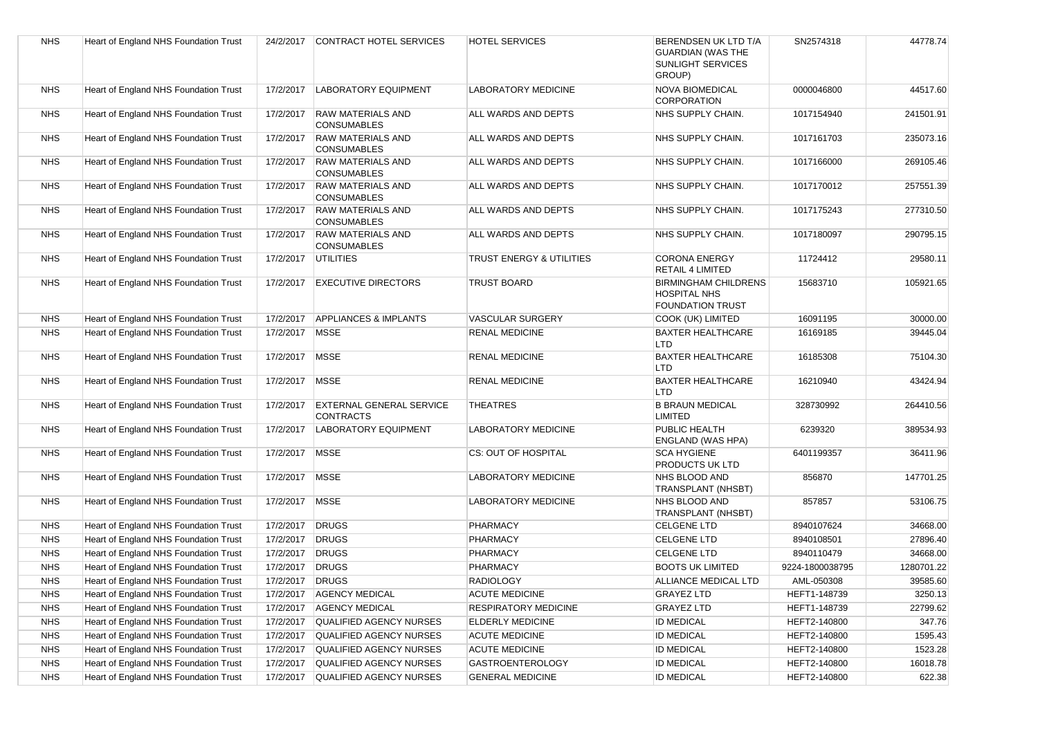| | | | | | | | |
|---|---|---|---|---|---|---|---|
| NHS | Heart of England NHS Foundation Trust | 24/2/2017 | CONTRACT HOTEL SERVICES | HOTEL SERVICES | BERENDSEN UK LTD T/A GUARDIAN (WAS THE SUNLIGHT SERVICES GROUP) | SN2574318 | 44778.74 |
| NHS | Heart of England NHS Foundation Trust | 17/2/2017 | LABORATORY EQUIPMENT | LABORATORY MEDICINE | NOVA BIOMEDICAL CORPORATION | 0000046800 | 44517.60 |
| NHS | Heart of England NHS Foundation Trust | 17/2/2017 | RAW MATERIALS AND CONSUMABLES | ALL WARDS AND DEPTS | NHS SUPPLY CHAIN. | 1017154940 | 241501.91 |
| NHS | Heart of England NHS Foundation Trust | 17/2/2017 | RAW MATERIALS AND CONSUMABLES | ALL WARDS AND DEPTS | NHS SUPPLY CHAIN. | 1017161703 | 235073.16 |
| NHS | Heart of England NHS Foundation Trust | 17/2/2017 | RAW MATERIALS AND CONSUMABLES | ALL WARDS AND DEPTS | NHS SUPPLY CHAIN. | 1017166000 | 269105.46 |
| NHS | Heart of England NHS Foundation Trust | 17/2/2017 | RAW MATERIALS AND CONSUMABLES | ALL WARDS AND DEPTS | NHS SUPPLY CHAIN. | 1017170012 | 257551.39 |
| NHS | Heart of England NHS Foundation Trust | 17/2/2017 | RAW MATERIALS AND CONSUMABLES | ALL WARDS AND DEPTS | NHS SUPPLY CHAIN. | 1017175243 | 277310.50 |
| NHS | Heart of England NHS Foundation Trust | 17/2/2017 | RAW MATERIALS AND CONSUMABLES | ALL WARDS AND DEPTS | NHS SUPPLY CHAIN. | 1017180097 | 290795.15 |
| NHS | Heart of England NHS Foundation Trust | 17/2/2017 | UTILITIES | TRUST ENERGY & UTILITIES | CORONA ENERGY RETAIL 4 LIMITED | 11724412 | 29580.11 |
| NHS | Heart of England NHS Foundation Trust | 17/2/2017 | EXECUTIVE DIRECTORS | TRUST BOARD | BIRMINGHAM CHILDRENS HOSPITAL NHS FOUNDATION TRUST | 15683710 | 105921.65 |
| NHS | Heart of England NHS Foundation Trust | 17/2/2017 | APPLIANCES & IMPLANTS | VASCULAR SURGERY | COOK (UK) LIMITED | 16091195 | 30000.00 |
| NHS | Heart of England NHS Foundation Trust | 17/2/2017 | MSSE | RENAL MEDICINE | BAXTER HEALTHCARE LTD | 16169185 | 39445.04 |
| NHS | Heart of England NHS Foundation Trust | 17/2/2017 | MSSE | RENAL MEDICINE | BAXTER HEALTHCARE LTD | 16185308 | 75104.30 |
| NHS | Heart of England NHS Foundation Trust | 17/2/2017 | MSSE | RENAL MEDICINE | BAXTER HEALTHCARE LTD | 16210940 | 43424.94 |
| NHS | Heart of England NHS Foundation Trust | 17/2/2017 | EXTERNAL GENERAL SERVICE CONTRACTS | THEATRES | B BRAUN MEDICAL LIMITED | 328730992 | 264410.56 |
| NHS | Heart of England NHS Foundation Trust | 17/2/2017 | LABORATORY EQUIPMENT | LABORATORY MEDICINE | PUBLIC HEALTH ENGLAND (WAS HPA) | 6239320 | 389534.93 |
| NHS | Heart of England NHS Foundation Trust | 17/2/2017 | MSSE | CS: OUT OF HOSPITAL | SCA HYGIENE PRODUCTS UK LTD | 6401199357 | 36411.96 |
| NHS | Heart of England NHS Foundation Trust | 17/2/2017 | MSSE | LABORATORY MEDICINE | NHS BLOOD AND TRANSPLANT (NHSBT) | 856870 | 147701.25 |
| NHS | Heart of England NHS Foundation Trust | 17/2/2017 | MSSE | LABORATORY MEDICINE | NHS BLOOD AND TRANSPLANT (NHSBT) | 857857 | 53106.75 |
| NHS | Heart of England NHS Foundation Trust | 17/2/2017 | DRUGS | PHARMACY | CELGENE LTD | 8940107624 | 34668.00 |
| NHS | Heart of England NHS Foundation Trust | 17/2/2017 | DRUGS | PHARMACY | CELGENE LTD | 8940108501 | 27896.40 |
| NHS | Heart of England NHS Foundation Trust | 17/2/2017 | DRUGS | PHARMACY | CELGENE LTD | 8940110479 | 34668.00 |
| NHS | Heart of England NHS Foundation Trust | 17/2/2017 | DRUGS | PHARMACY | BOOTS UK LIMITED | 9224-1800038795 | 1280701.22 |
| NHS | Heart of England NHS Foundation Trust | 17/2/2017 | DRUGS | RADIOLOGY | ALLIANCE MEDICAL LTD | AML-050308 | 39585.60 |
| NHS | Heart of England NHS Foundation Trust | 17/2/2017 | AGENCY MEDICAL | ACUTE MEDICINE | GRAYEZ LTD | HEFT1-148739 | 3250.13 |
| NHS | Heart of England NHS Foundation Trust | 17/2/2017 | AGENCY MEDICAL | RESPIRATORY MEDICINE | GRAYEZ LTD | HEFT1-148739 | 22799.62 |
| NHS | Heart of England NHS Foundation Trust | 17/2/2017 | QUALIFIED AGENCY NURSES | ELDERLY MEDICINE | ID MEDICAL | HEFT2-140800 | 347.76 |
| NHS | Heart of England NHS Foundation Trust | 17/2/2017 | QUALIFIED AGENCY NURSES | ACUTE MEDICINE | ID MEDICAL | HEFT2-140800 | 1595.43 |
| NHS | Heart of England NHS Foundation Trust | 17/2/2017 | QUALIFIED AGENCY NURSES | ACUTE MEDICINE | ID MEDICAL | HEFT2-140800 | 1523.28 |
| NHS | Heart of England NHS Foundation Trust | 17/2/2017 | QUALIFIED AGENCY NURSES | GASTROENTEROLOGY | ID MEDICAL | HEFT2-140800 | 16018.78 |
| NHS | Heart of England NHS Foundation Trust | 17/2/2017 | QUALIFIED AGENCY NURSES | GENERAL MEDICINE | ID MEDICAL | HEFT2-140800 | 622.38 |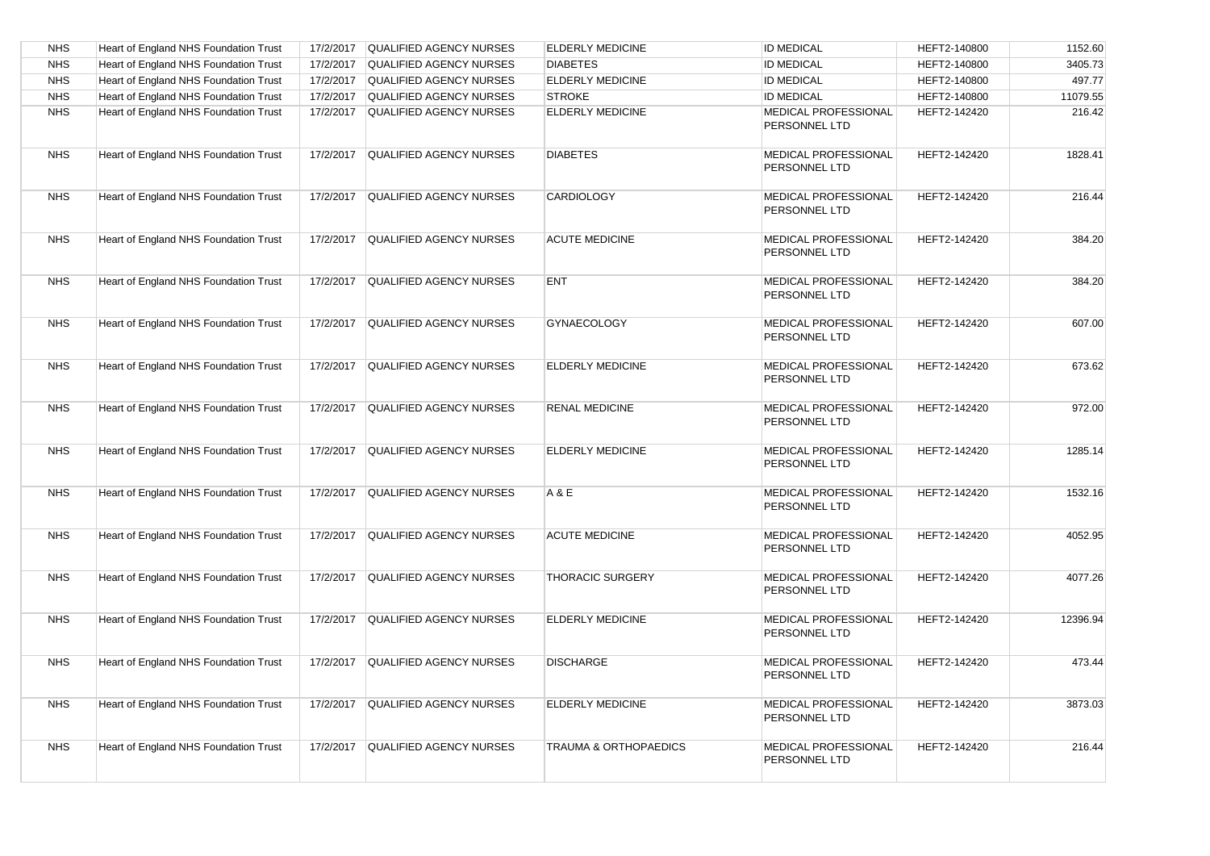| | | | | | | | |
|---|---|---|---|---|---|---|---|
| NHS | Heart of England NHS Foundation Trust | 17/2/2017 | QUALIFIED AGENCY NURSES | ELDERLY MEDICINE | ID MEDICAL | HEFT2-140800 | 1152.60 |
| NHS | Heart of England NHS Foundation Trust | 17/2/2017 | QUALIFIED AGENCY NURSES | DIABETES | ID MEDICAL | HEFT2-140800 | 3405.73 |
| NHS | Heart of England NHS Foundation Trust | 17/2/2017 | QUALIFIED AGENCY NURSES | ELDERLY MEDICINE | ID MEDICAL | HEFT2-140800 | 497.77 |
| NHS | Heart of England NHS Foundation Trust | 17/2/2017 | QUALIFIED AGENCY NURSES | STROKE | ID MEDICAL | HEFT2-140800 | 11079.55 |
| NHS | Heart of England NHS Foundation Trust | 17/2/2017 | QUALIFIED AGENCY NURSES | ELDERLY MEDICINE | MEDICAL PROFESSIONAL PERSONNEL LTD | HEFT2-142420 | 216.42 |
| NHS | Heart of England NHS Foundation Trust | 17/2/2017 | QUALIFIED AGENCY NURSES | DIABETES | MEDICAL PROFESSIONAL PERSONNEL LTD | HEFT2-142420 | 1828.41 |
| NHS | Heart of England NHS Foundation Trust | 17/2/2017 | QUALIFIED AGENCY NURSES | CARDIOLOGY | MEDICAL PROFESSIONAL PERSONNEL LTD | HEFT2-142420 | 216.44 |
| NHS | Heart of England NHS Foundation Trust | 17/2/2017 | QUALIFIED AGENCY NURSES | ACUTE MEDICINE | MEDICAL PROFESSIONAL PERSONNEL LTD | HEFT2-142420 | 384.20 |
| NHS | Heart of England NHS Foundation Trust | 17/2/2017 | QUALIFIED AGENCY NURSES | ENT | MEDICAL PROFESSIONAL PERSONNEL LTD | HEFT2-142420 | 384.20 |
| NHS | Heart of England NHS Foundation Trust | 17/2/2017 | QUALIFIED AGENCY NURSES | GYNAECOLOGY | MEDICAL PROFESSIONAL PERSONNEL LTD | HEFT2-142420 | 607.00 |
| NHS | Heart of England NHS Foundation Trust | 17/2/2017 | QUALIFIED AGENCY NURSES | ELDERLY MEDICINE | MEDICAL PROFESSIONAL PERSONNEL LTD | HEFT2-142420 | 673.62 |
| NHS | Heart of England NHS Foundation Trust | 17/2/2017 | QUALIFIED AGENCY NURSES | RENAL MEDICINE | MEDICAL PROFESSIONAL PERSONNEL LTD | HEFT2-142420 | 972.00 |
| NHS | Heart of England NHS Foundation Trust | 17/2/2017 | QUALIFIED AGENCY NURSES | ELDERLY MEDICINE | MEDICAL PROFESSIONAL PERSONNEL LTD | HEFT2-142420 | 1285.14 |
| NHS | Heart of England NHS Foundation Trust | 17/2/2017 | QUALIFIED AGENCY NURSES | A & E | MEDICAL PROFESSIONAL PERSONNEL LTD | HEFT2-142420 | 1532.16 |
| NHS | Heart of England NHS Foundation Trust | 17/2/2017 | QUALIFIED AGENCY NURSES | ACUTE MEDICINE | MEDICAL PROFESSIONAL PERSONNEL LTD | HEFT2-142420 | 4052.95 |
| NHS | Heart of England NHS Foundation Trust | 17/2/2017 | QUALIFIED AGENCY NURSES | THORACIC SURGERY | MEDICAL PROFESSIONAL PERSONNEL LTD | HEFT2-142420 | 4077.26 |
| NHS | Heart of England NHS Foundation Trust | 17/2/2017 | QUALIFIED AGENCY NURSES | ELDERLY MEDICINE | MEDICAL PROFESSIONAL PERSONNEL LTD | HEFT2-142420 | 12396.94 |
| NHS | Heart of England NHS Foundation Trust | 17/2/2017 | QUALIFIED AGENCY NURSES | DISCHARGE | MEDICAL PROFESSIONAL PERSONNEL LTD | HEFT2-142420 | 473.44 |
| NHS | Heart of England NHS Foundation Trust | 17/2/2017 | QUALIFIED AGENCY NURSES | ELDERLY MEDICINE | MEDICAL PROFESSIONAL PERSONNEL LTD | HEFT2-142420 | 3873.03 |
| NHS | Heart of England NHS Foundation Trust | 17/2/2017 | QUALIFIED AGENCY NURSES | TRAUMA & ORTHOPAEDICS | MEDICAL PROFESSIONAL PERSONNEL LTD | HEFT2-142420 | 216.44 |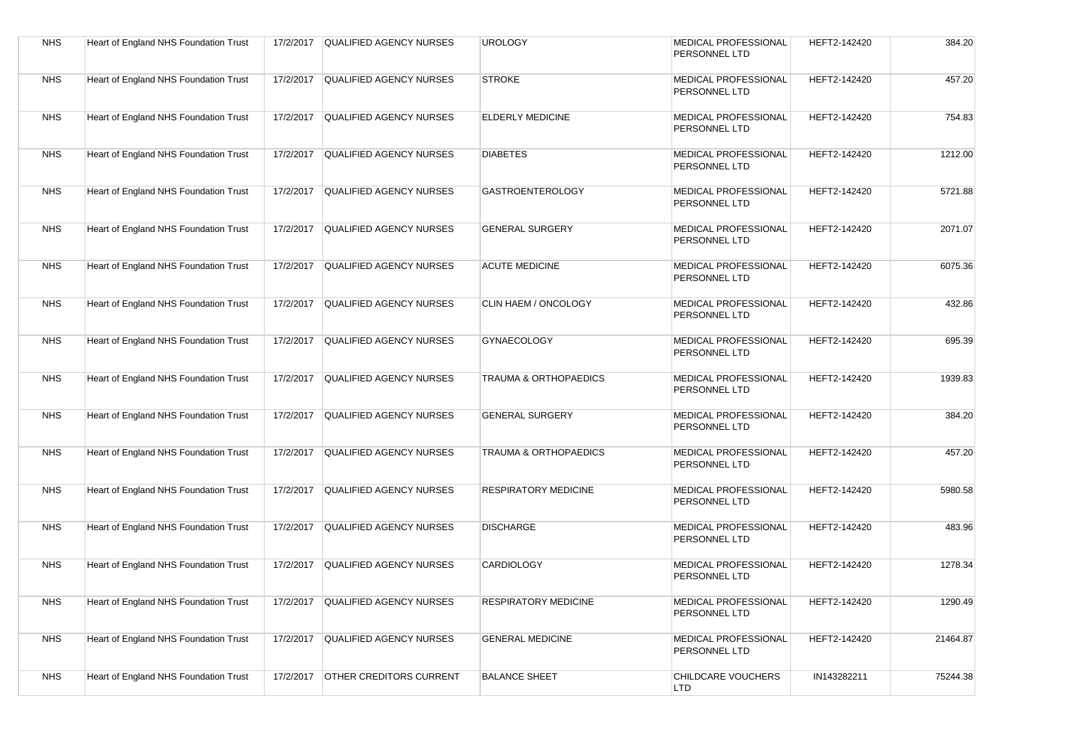| | | | | | | | |
|---|---|---|---|---|---|---|---|
| NHS | Heart of England NHS Foundation Trust | 17/2/2017 | QUALIFIED AGENCY NURSES | UROLOGY | MEDICAL PROFESSIONAL PERSONNEL LTD | HEFT2-142420 | 384.20 |
| NHS | Heart of England NHS Foundation Trust | 17/2/2017 | QUALIFIED AGENCY NURSES | STROKE | MEDICAL PROFESSIONAL PERSONNEL LTD | HEFT2-142420 | 457.20 |
| NHS | Heart of England NHS Foundation Trust | 17/2/2017 | QUALIFIED AGENCY NURSES | ELDERLY MEDICINE | MEDICAL PROFESSIONAL PERSONNEL LTD | HEFT2-142420 | 754.83 |
| NHS | Heart of England NHS Foundation Trust | 17/2/2017 | QUALIFIED AGENCY NURSES | DIABETES | MEDICAL PROFESSIONAL PERSONNEL LTD | HEFT2-142420 | 1212.00 |
| NHS | Heart of England NHS Foundation Trust | 17/2/2017 | QUALIFIED AGENCY NURSES | GASTROENTEROLOGY | MEDICAL PROFESSIONAL PERSONNEL LTD | HEFT2-142420 | 5721.88 |
| NHS | Heart of England NHS Foundation Trust | 17/2/2017 | QUALIFIED AGENCY NURSES | GENERAL SURGERY | MEDICAL PROFESSIONAL PERSONNEL LTD | HEFT2-142420 | 2071.07 |
| NHS | Heart of England NHS Foundation Trust | 17/2/2017 | QUALIFIED AGENCY NURSES | ACUTE MEDICINE | MEDICAL PROFESSIONAL PERSONNEL LTD | HEFT2-142420 | 6075.36 |
| NHS | Heart of England NHS Foundation Trust | 17/2/2017 | QUALIFIED AGENCY NURSES | CLIN HAEM / ONCOLOGY | MEDICAL PROFESSIONAL PERSONNEL LTD | HEFT2-142420 | 432.86 |
| NHS | Heart of England NHS Foundation Trust | 17/2/2017 | QUALIFIED AGENCY NURSES | GYNAECOLOGY | MEDICAL PROFESSIONAL PERSONNEL LTD | HEFT2-142420 | 695.39 |
| NHS | Heart of England NHS Foundation Trust | 17/2/2017 | QUALIFIED AGENCY NURSES | TRAUMA & ORTHOPAEDICS | MEDICAL PROFESSIONAL PERSONNEL LTD | HEFT2-142420 | 1939.83 |
| NHS | Heart of England NHS Foundation Trust | 17/2/2017 | QUALIFIED AGENCY NURSES | GENERAL SURGERY | MEDICAL PROFESSIONAL PERSONNEL LTD | HEFT2-142420 | 384.20 |
| NHS | Heart of England NHS Foundation Trust | 17/2/2017 | QUALIFIED AGENCY NURSES | TRAUMA & ORTHOPAEDICS | MEDICAL PROFESSIONAL PERSONNEL LTD | HEFT2-142420 | 457.20 |
| NHS | Heart of England NHS Foundation Trust | 17/2/2017 | QUALIFIED AGENCY NURSES | RESPIRATORY MEDICINE | MEDICAL PROFESSIONAL PERSONNEL LTD | HEFT2-142420 | 5980.58 |
| NHS | Heart of England NHS Foundation Trust | 17/2/2017 | QUALIFIED AGENCY NURSES | DISCHARGE | MEDICAL PROFESSIONAL PERSONNEL LTD | HEFT2-142420 | 483.96 |
| NHS | Heart of England NHS Foundation Trust | 17/2/2017 | QUALIFIED AGENCY NURSES | CARDIOLOGY | MEDICAL PROFESSIONAL PERSONNEL LTD | HEFT2-142420 | 1278.34 |
| NHS | Heart of England NHS Foundation Trust | 17/2/2017 | QUALIFIED AGENCY NURSES | RESPIRATORY MEDICINE | MEDICAL PROFESSIONAL PERSONNEL LTD | HEFT2-142420 | 1290.49 |
| NHS | Heart of England NHS Foundation Trust | 17/2/2017 | QUALIFIED AGENCY NURSES | GENERAL MEDICINE | MEDICAL PROFESSIONAL PERSONNEL LTD | HEFT2-142420 | 21464.87 |
| NHS | Heart of England NHS Foundation Trust | 17/2/2017 | OTHER CREDITORS CURRENT | BALANCE SHEET | CHILDCARE VOUCHERS LTD | IN143282211 | 75244.38 |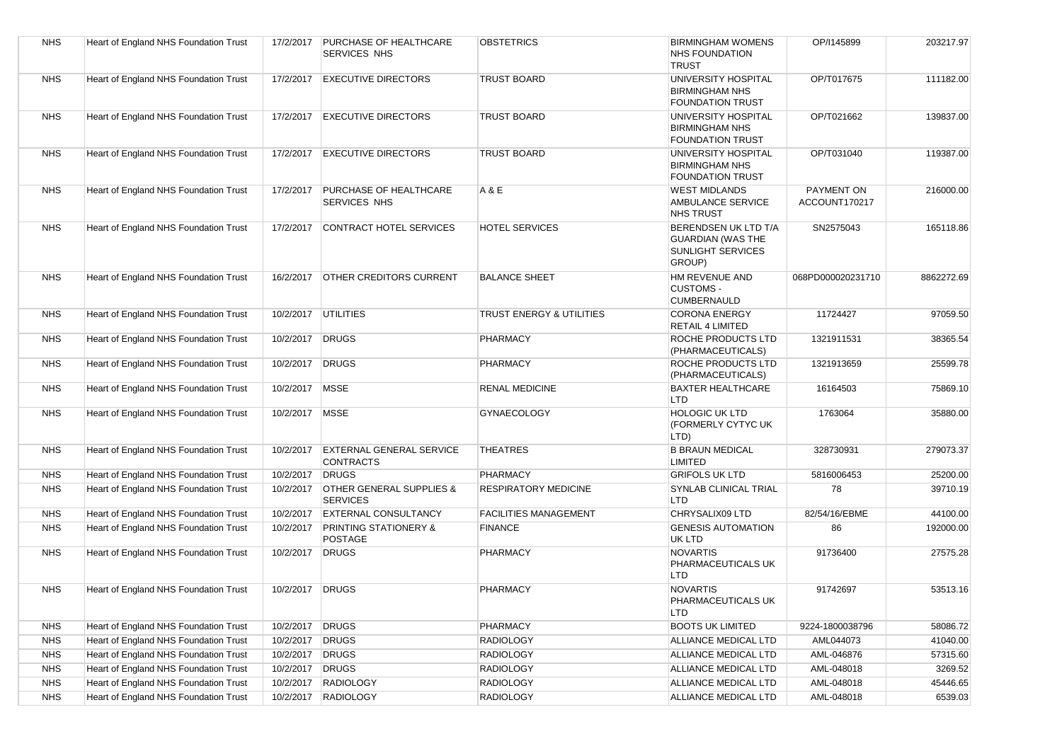| | | | | | | | |
|---|---|---|---|---|---|---|---|
| NHS | Heart of England NHS Foundation Trust | 17/2/2017 | PURCHASE OF HEALTHCARE SERVICES NHS | OBSTETRICS | BIRMINGHAM WOMENS NHS FOUNDATION TRUST | OP/I145899 | 203217.97 |
| NHS | Heart of England NHS Foundation Trust | 17/2/2017 | EXECUTIVE DIRECTORS | TRUST BOARD | UNIVERSITY HOSPITAL BIRMINGHAM NHS FOUNDATION TRUST | OP/T017675 | 111182.00 |
| NHS | Heart of England NHS Foundation Trust | 17/2/2017 | EXECUTIVE DIRECTORS | TRUST BOARD | UNIVERSITY HOSPITAL BIRMINGHAM NHS FOUNDATION TRUST | OP/T021662 | 139837.00 |
| NHS | Heart of England NHS Foundation Trust | 17/2/2017 | EXECUTIVE DIRECTORS | TRUST BOARD | UNIVERSITY HOSPITAL BIRMINGHAM NHS FOUNDATION TRUST | OP/T031040 | 119387.00 |
| NHS | Heart of England NHS Foundation Trust | 17/2/2017 | PURCHASE OF HEALTHCARE SERVICES NHS | A & E | WEST MIDLANDS AMBULANCE SERVICE NHS TRUST | PAYMENT ON ACCOUNT170217 | 216000.00 |
| NHS | Heart of England NHS Foundation Trust | 17/2/2017 | CONTRACT HOTEL SERVICES | HOTEL SERVICES | BERENDSEN UK LTD T/A GUARDIAN (WAS THE SUNLIGHT SERVICES GROUP) | SN2575043 | 165118.86 |
| NHS | Heart of England NHS Foundation Trust | 16/2/2017 | OTHER CREDITORS CURRENT | BALANCE SHEET | HM REVENUE AND CUSTOMS - CUMBERNAULD | 068PD000020231710 | 8862272.69 |
| NHS | Heart of England NHS Foundation Trust | 10/2/2017 | UTILITIES | TRUST ENERGY & UTILITIES | CORONA ENERGY RETAIL 4 LIMITED | 11724427 | 97059.50 |
| NHS | Heart of England NHS Foundation Trust | 10/2/2017 | DRUGS | PHARMACY | ROCHE PRODUCTS LTD (PHARMACEUTICALS) | 1321911531 | 38365.54 |
| NHS | Heart of England NHS Foundation Trust | 10/2/2017 | DRUGS | PHARMACY | ROCHE PRODUCTS LTD (PHARMACEUTICALS) | 1321913659 | 25599.78 |
| NHS | Heart of England NHS Foundation Trust | 10/2/2017 | MSSE | RENAL MEDICINE | BAXTER HEALTHCARE LTD | 16164503 | 75869.10 |
| NHS | Heart of England NHS Foundation Trust | 10/2/2017 | MSSE | GYNAECOLOGY | HOLOGIC UK LTD (FORMERLY CYTYC UK LTD) | 1763064 | 35880.00 |
| NHS | Heart of England NHS Foundation Trust | 10/2/2017 | EXTERNAL GENERAL SERVICE CONTRACTS | THEATRES | B BRAUN MEDICAL LIMITED | 328730931 | 279073.37 |
| NHS | Heart of England NHS Foundation Trust | 10/2/2017 | DRUGS | PHARMACY | GRIFOLS UK LTD | 5816006453 | 25200.00 |
| NHS | Heart of England NHS Foundation Trust | 10/2/2017 | OTHER GENERAL SUPPLIES & SERVICES | RESPIRATORY MEDICINE | SYNLAB CLINICAL TRIAL LTD | 78 | 39710.19 |
| NHS | Heart of England NHS Foundation Trust | 10/2/2017 | EXTERNAL CONSULTANCY | FACILITIES MANAGEMENT | CHRYSALIX09 LTD | 82/54/16/EBME | 44100.00 |
| NHS | Heart of England NHS Foundation Trust | 10/2/2017 | PRINTING STATIONERY & POSTAGE | FINANCE | GENESIS AUTOMATION UK LTD | 86 | 192000.00 |
| NHS | Heart of England NHS Foundation Trust | 10/2/2017 | DRUGS | PHARMACY | NOVARTIS PHARMACEUTICALS UK LTD | 91736400 | 27575.28 |
| NHS | Heart of England NHS Foundation Trust | 10/2/2017 | DRUGS | PHARMACY | NOVARTIS PHARMACEUTICALS UK LTD | 91742697 | 53513.16 |
| NHS | Heart of England NHS Foundation Trust | 10/2/2017 | DRUGS | PHARMACY | BOOTS UK LIMITED | 9224-1800038796 | 58086.72 |
| NHS | Heart of England NHS Foundation Trust | 10/2/2017 | DRUGS | RADIOLOGY | ALLIANCE MEDICAL LTD | AML044073 | 41040.00 |
| NHS | Heart of England NHS Foundation Trust | 10/2/2017 | DRUGS | RADIOLOGY | ALLIANCE MEDICAL LTD | AML-046876 | 57315.60 |
| NHS | Heart of England NHS Foundation Trust | 10/2/2017 | DRUGS | RADIOLOGY | ALLIANCE MEDICAL LTD | AML-048018 | 3269.52 |
| NHS | Heart of England NHS Foundation Trust | 10/2/2017 | RADIOLOGY | RADIOLOGY | ALLIANCE MEDICAL LTD | AML-048018 | 45446.65 |
| NHS | Heart of England NHS Foundation Trust | 10/2/2017 | RADIOLOGY | RADIOLOGY | ALLIANCE MEDICAL LTD | AML-048018 | 6539.03 |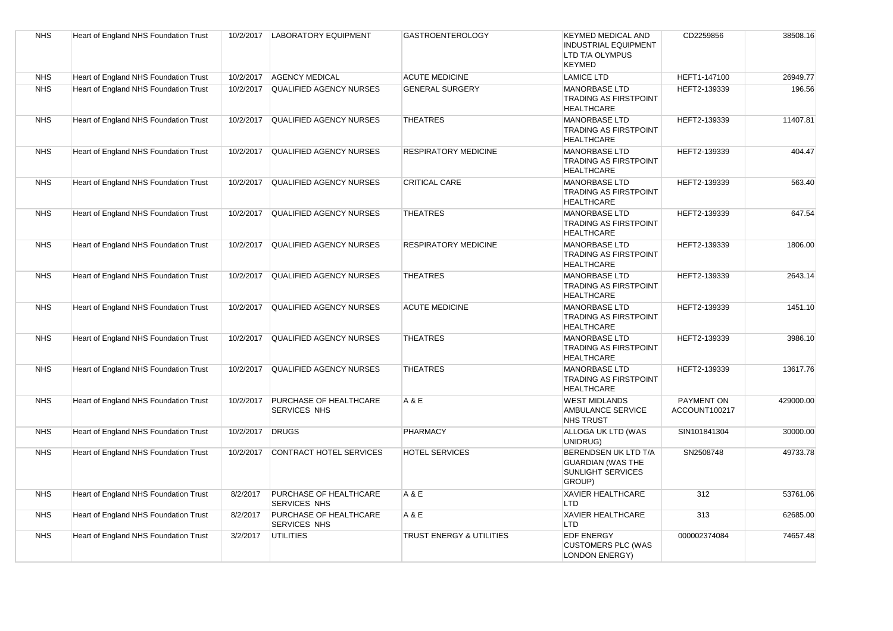| | | | | | | | |
|---|---|---|---|---|---|---|---|
| NHS | Heart of England NHS Foundation Trust | 10/2/2017 | LABORATORY EQUIPMENT | GASTROENTEROLOGY | KEYMED MEDICAL AND INDUSTRIAL EQUIPMENT LTD T/A OLYMPUS KEYMED | CD2259856 | 38508.16 |
| NHS | Heart of England NHS Foundation Trust | 10/2/2017 | AGENCY MEDICAL | ACUTE MEDICINE | LAMICE LTD | HEFT1-147100 | 26949.77 |
| NHS | Heart of England NHS Foundation Trust | 10/2/2017 | QUALIFIED AGENCY NURSES | GENERAL SURGERY | MANORBASE LTD TRADING AS FIRSTPOINT HEALTHCARE | HEFT2-139339 | 196.56 |
| NHS | Heart of England NHS Foundation Trust | 10/2/2017 | QUALIFIED AGENCY NURSES | THEATRES | MANORBASE LTD TRADING AS FIRSTPOINT HEALTHCARE | HEFT2-139339 | 11407.81 |
| NHS | Heart of England NHS Foundation Trust | 10/2/2017 | QUALIFIED AGENCY NURSES | RESPIRATORY MEDICINE | MANORBASE LTD TRADING AS FIRSTPOINT HEALTHCARE | HEFT2-139339 | 404.47 |
| NHS | Heart of England NHS Foundation Trust | 10/2/2017 | QUALIFIED AGENCY NURSES | CRITICAL CARE | MANORBASE LTD TRADING AS FIRSTPOINT HEALTHCARE | HEFT2-139339 | 563.40 |
| NHS | Heart of England NHS Foundation Trust | 10/2/2017 | QUALIFIED AGENCY NURSES | THEATRES | MANORBASE LTD TRADING AS FIRSTPOINT HEALTHCARE | HEFT2-139339 | 647.54 |
| NHS | Heart of England NHS Foundation Trust | 10/2/2017 | QUALIFIED AGENCY NURSES | RESPIRATORY MEDICINE | MANORBASE LTD TRADING AS FIRSTPOINT HEALTHCARE | HEFT2-139339 | 1806.00 |
| NHS | Heart of England NHS Foundation Trust | 10/2/2017 | QUALIFIED AGENCY NURSES | THEATRES | MANORBASE LTD TRADING AS FIRSTPOINT HEALTHCARE | HEFT2-139339 | 2643.14 |
| NHS | Heart of England NHS Foundation Trust | 10/2/2017 | QUALIFIED AGENCY NURSES | ACUTE MEDICINE | MANORBASE LTD TRADING AS FIRSTPOINT HEALTHCARE | HEFT2-139339 | 1451.10 |
| NHS | Heart of England NHS Foundation Trust | 10/2/2017 | QUALIFIED AGENCY NURSES | THEATRES | MANORBASE LTD TRADING AS FIRSTPOINT HEALTHCARE | HEFT2-139339 | 3986.10 |
| NHS | Heart of England NHS Foundation Trust | 10/2/2017 | QUALIFIED AGENCY NURSES | THEATRES | MANORBASE LTD TRADING AS FIRSTPOINT HEALTHCARE | HEFT2-139339 | 13617.76 |
| NHS | Heart of England NHS Foundation Trust | 10/2/2017 | PURCHASE OF HEALTHCARE SERVICES NHS | A & E | WEST MIDLANDS AMBULANCE SERVICE NHS TRUST | PAYMENT ON ACCOUNT100217 | 429000.00 |
| NHS | Heart of England NHS Foundation Trust | 10/2/2017 | DRUGS | PHARMACY | ALLOGA UK LTD (WAS UNIDRUG) | SIN101841304 | 30000.00 |
| NHS | Heart of England NHS Foundation Trust | 10/2/2017 | CONTRACT HOTEL SERVICES | HOTEL SERVICES | BERENDSEN UK LTD T/A GUARDIAN (WAS THE SUNLIGHT SERVICES GROUP) | SN2508748 | 49733.78 |
| NHS | Heart of England NHS Foundation Trust | 8/2/2017 | PURCHASE OF HEALTHCARE SERVICES NHS | A & E | XAVIER HEALTHCARE LTD | 312 | 53761.06 |
| NHS | Heart of England NHS Foundation Trust | 8/2/2017 | PURCHASE OF HEALTHCARE SERVICES NHS | A & E | XAVIER HEALTHCARE LTD | 313 | 62685.00 |
| NHS | Heart of England NHS Foundation Trust | 3/2/2017 | UTILITIES | TRUST ENERGY & UTILITIES | EDF ENERGY CUSTOMERS PLC (WAS LONDON ENERGY) | 000002374084 | 74657.48 |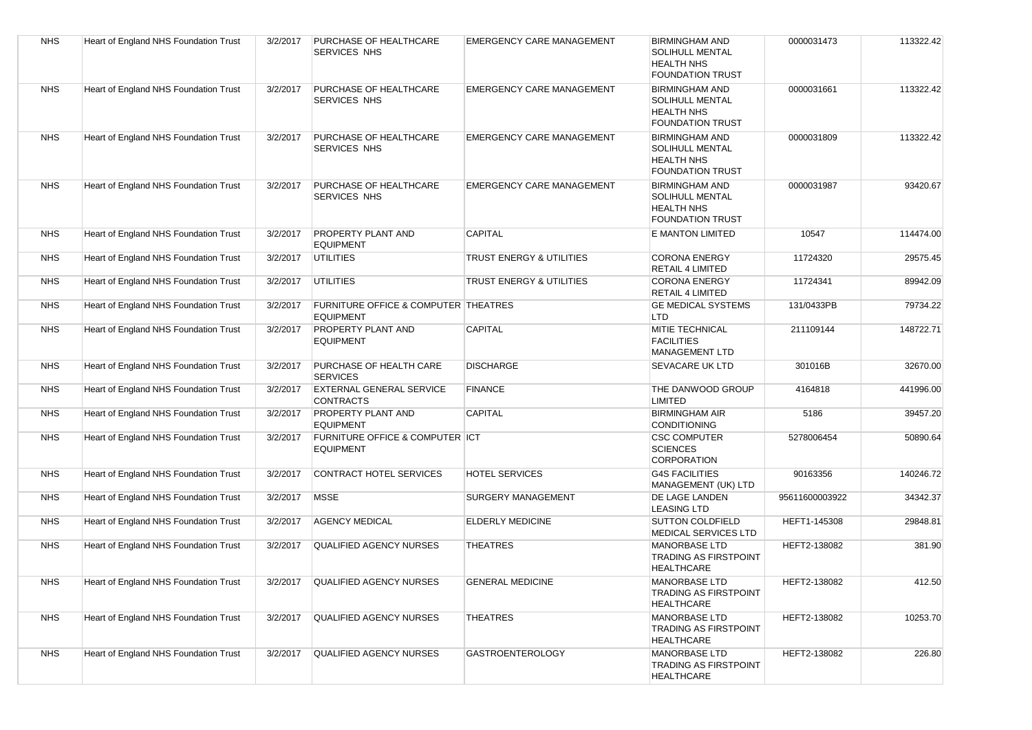| | | | | | | | |
|---|---|---|---|---|---|---|---|
| NHS | Heart of England NHS Foundation Trust | 3/2/2017 | PURCHASE OF HEALTHCARE SERVICES NHS | EMERGENCY CARE MANAGEMENT | BIRMINGHAM AND SOLIHULL MENTAL HEALTH NHS FOUNDATION TRUST | 0000031473 | 113322.42 |
| NHS | Heart of England NHS Foundation Trust | 3/2/2017 | PURCHASE OF HEALTHCARE SERVICES NHS | EMERGENCY CARE MANAGEMENT | BIRMINGHAM AND SOLIHULL MENTAL HEALTH NHS FOUNDATION TRUST | 0000031661 | 113322.42 |
| NHS | Heart of England NHS Foundation Trust | 3/2/2017 | PURCHASE OF HEALTHCARE SERVICES NHS | EMERGENCY CARE MANAGEMENT | BIRMINGHAM AND SOLIHULL MENTAL HEALTH NHS FOUNDATION TRUST | 0000031809 | 113322.42 |
| NHS | Heart of England NHS Foundation Trust | 3/2/2017 | PURCHASE OF HEALTHCARE SERVICES NHS | EMERGENCY CARE MANAGEMENT | BIRMINGHAM AND SOLIHULL MENTAL HEALTH NHS FOUNDATION TRUST | 0000031987 | 93420.67 |
| NHS | Heart of England NHS Foundation Trust | 3/2/2017 | PROPERTY PLANT AND EQUIPMENT | CAPITAL | E MANTON LIMITED | 10547 | 114474.00 |
| NHS | Heart of England NHS Foundation Trust | 3/2/2017 | UTILITIES | TRUST ENERGY & UTILITIES | CORONA ENERGY RETAIL 4 LIMITED | 11724320 | 29575.45 |
| NHS | Heart of England NHS Foundation Trust | 3/2/2017 | UTILITIES | TRUST ENERGY & UTILITIES | CORONA ENERGY RETAIL 4 LIMITED | 11724341 | 89942.09 |
| NHS | Heart of England NHS Foundation Trust | 3/2/2017 | FURNITURE OFFICE & COMPUTER EQUIPMENT | THEATRES | GE MEDICAL SYSTEMS LTD | 131/0433PB | 79734.22 |
| NHS | Heart of England NHS Foundation Trust | 3/2/2017 | PROPERTY PLANT AND EQUIPMENT | CAPITAL | MITIE TECHNICAL FACILITIES MANAGEMENT LTD | 211109144 | 148722.71 |
| NHS | Heart of England NHS Foundation Trust | 3/2/2017 | PURCHASE OF HEALTH CARE SERVICES | DISCHARGE | SEVACARE UK LTD | 301016B | 32670.00 |
| NHS | Heart of England NHS Foundation Trust | 3/2/2017 | EXTERNAL GENERAL SERVICE CONTRACTS | FINANCE | THE DANWOOD GROUP LIMITED | 4164818 | 441996.00 |
| NHS | Heart of England NHS Foundation Trust | 3/2/2017 | PROPERTY PLANT AND EQUIPMENT | CAPITAL | BIRMINGHAM AIR CONDITIONING | 5186 | 39457.20 |
| NHS | Heart of England NHS Foundation Trust | 3/2/2017 | FURNITURE OFFICE & COMPUTER EQUIPMENT | ICT | CSC COMPUTER SCIENCES CORPORATION | 5278006454 | 50890.64 |
| NHS | Heart of England NHS Foundation Trust | 3/2/2017 | CONTRACT HOTEL SERVICES | HOTEL SERVICES | G4S FACILITIES MANAGEMENT (UK) LTD | 90163356 | 140246.72 |
| NHS | Heart of England NHS Foundation Trust | 3/2/2017 | MSSE | SURGERY MANAGEMENT | DE LAGE LANDEN LEASING LTD | 95611600003922 | 34342.37 |
| NHS | Heart of England NHS Foundation Trust | 3/2/2017 | AGENCY MEDICAL | ELDERLY MEDICINE | SUTTON COLDFIELD MEDICAL SERVICES LTD | HEFT1-145308 | 29848.81 |
| NHS | Heart of England NHS Foundation Trust | 3/2/2017 | QUALIFIED AGENCY NURSES | THEATRES | MANORBASE LTD TRADING AS FIRSTPOINT HEALTHCARE | HEFT2-138082 | 381.90 |
| NHS | Heart of England NHS Foundation Trust | 3/2/2017 | QUALIFIED AGENCY NURSES | GENERAL MEDICINE | MANORBASE LTD TRADING AS FIRSTPOINT HEALTHCARE | HEFT2-138082 | 412.50 |
| NHS | Heart of England NHS Foundation Trust | 3/2/2017 | QUALIFIED AGENCY NURSES | THEATRES | MANORBASE LTD TRADING AS FIRSTPOINT HEALTHCARE | HEFT2-138082 | 10253.70 |
| NHS | Heart of England NHS Foundation Trust | 3/2/2017 | QUALIFIED AGENCY NURSES | GASTROENTEROLOGY | MANORBASE LTD TRADING AS FIRSTPOINT HEALTHCARE | HEFT2-138082 | 226.80 |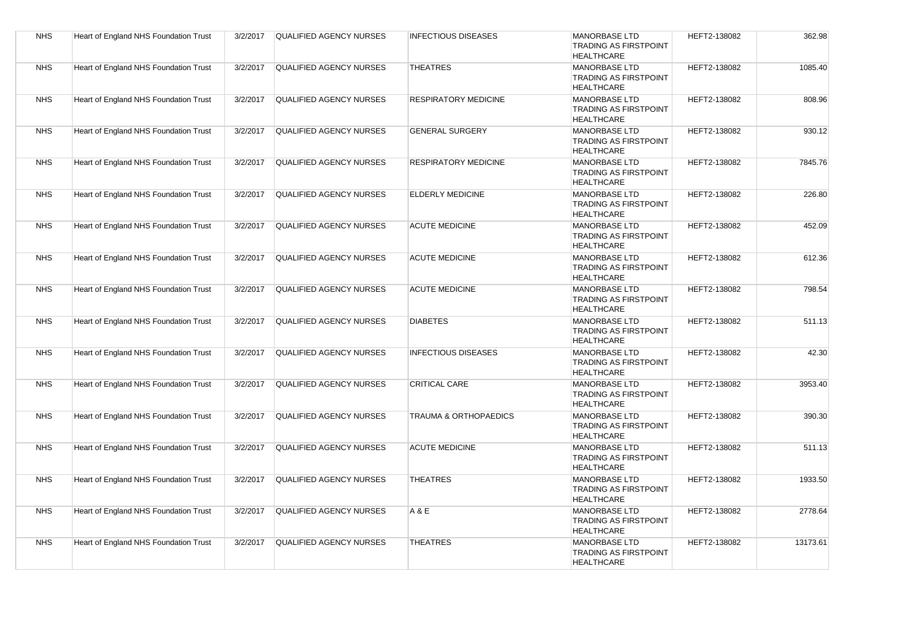| | | | | | | | |
|---|---|---|---|---|---|---|---|
| NHS | Heart of England NHS Foundation Trust | 3/2/2017 | QUALIFIED AGENCY NURSES | INFECTIOUS DISEASES | MANORBASE LTD TRADING AS FIRSTPOINT HEALTHCARE | HEFT2-138082 | 362.98 |
| NHS | Heart of England NHS Foundation Trust | 3/2/2017 | QUALIFIED AGENCY NURSES | THEATRES | MANORBASE LTD TRADING AS FIRSTPOINT HEALTHCARE | HEFT2-138082 | 1085.40 |
| NHS | Heart of England NHS Foundation Trust | 3/2/2017 | QUALIFIED AGENCY NURSES | RESPIRATORY MEDICINE | MANORBASE LTD TRADING AS FIRSTPOINT HEALTHCARE | HEFT2-138082 | 808.96 |
| NHS | Heart of England NHS Foundation Trust | 3/2/2017 | QUALIFIED AGENCY NURSES | GENERAL SURGERY | MANORBASE LTD TRADING AS FIRSTPOINT HEALTHCARE | HEFT2-138082 | 930.12 |
| NHS | Heart of England NHS Foundation Trust | 3/2/2017 | QUALIFIED AGENCY NURSES | RESPIRATORY MEDICINE | MANORBASE LTD TRADING AS FIRSTPOINT HEALTHCARE | HEFT2-138082 | 7845.76 |
| NHS | Heart of England NHS Foundation Trust | 3/2/2017 | QUALIFIED AGENCY NURSES | ELDERLY MEDICINE | MANORBASE LTD TRADING AS FIRSTPOINT HEALTHCARE | HEFT2-138082 | 226.80 |
| NHS | Heart of England NHS Foundation Trust | 3/2/2017 | QUALIFIED AGENCY NURSES | ACUTE MEDICINE | MANORBASE LTD TRADING AS FIRSTPOINT HEALTHCARE | HEFT2-138082 | 452.09 |
| NHS | Heart of England NHS Foundation Trust | 3/2/2017 | QUALIFIED AGENCY NURSES | ACUTE MEDICINE | MANORBASE LTD TRADING AS FIRSTPOINT HEALTHCARE | HEFT2-138082 | 612.36 |
| NHS | Heart of England NHS Foundation Trust | 3/2/2017 | QUALIFIED AGENCY NURSES | ACUTE MEDICINE | MANORBASE LTD TRADING AS FIRSTPOINT HEALTHCARE | HEFT2-138082 | 798.54 |
| NHS | Heart of England NHS Foundation Trust | 3/2/2017 | QUALIFIED AGENCY NURSES | DIABETES | MANORBASE LTD TRADING AS FIRSTPOINT HEALTHCARE | HEFT2-138082 | 511.13 |
| NHS | Heart of England NHS Foundation Trust | 3/2/2017 | QUALIFIED AGENCY NURSES | INFECTIOUS DISEASES | MANORBASE LTD TRADING AS FIRSTPOINT HEALTHCARE | HEFT2-138082 | 42.30 |
| NHS | Heart of England NHS Foundation Trust | 3/2/2017 | QUALIFIED AGENCY NURSES | CRITICAL CARE | MANORBASE LTD TRADING AS FIRSTPOINT HEALTHCARE | HEFT2-138082 | 3953.40 |
| NHS | Heart of England NHS Foundation Trust | 3/2/2017 | QUALIFIED AGENCY NURSES | TRAUMA & ORTHOPAEDICS | MANORBASE LTD TRADING AS FIRSTPOINT HEALTHCARE | HEFT2-138082 | 390.30 |
| NHS | Heart of England NHS Foundation Trust | 3/2/2017 | QUALIFIED AGENCY NURSES | ACUTE MEDICINE | MANORBASE LTD TRADING AS FIRSTPOINT HEALTHCARE | HEFT2-138082 | 511.13 |
| NHS | Heart of England NHS Foundation Trust | 3/2/2017 | QUALIFIED AGENCY NURSES | THEATRES | MANORBASE LTD TRADING AS FIRSTPOINT HEALTHCARE | HEFT2-138082 | 1933.50 |
| NHS | Heart of England NHS Foundation Trust | 3/2/2017 | QUALIFIED AGENCY NURSES | A & E | MANORBASE LTD TRADING AS FIRSTPOINT HEALTHCARE | HEFT2-138082 | 2778.64 |
| NHS | Heart of England NHS Foundation Trust | 3/2/2017 | QUALIFIED AGENCY NURSES | THEATRES | MANORBASE LTD TRADING AS FIRSTPOINT HEALTHCARE | HEFT2-138082 | 13173.61 |